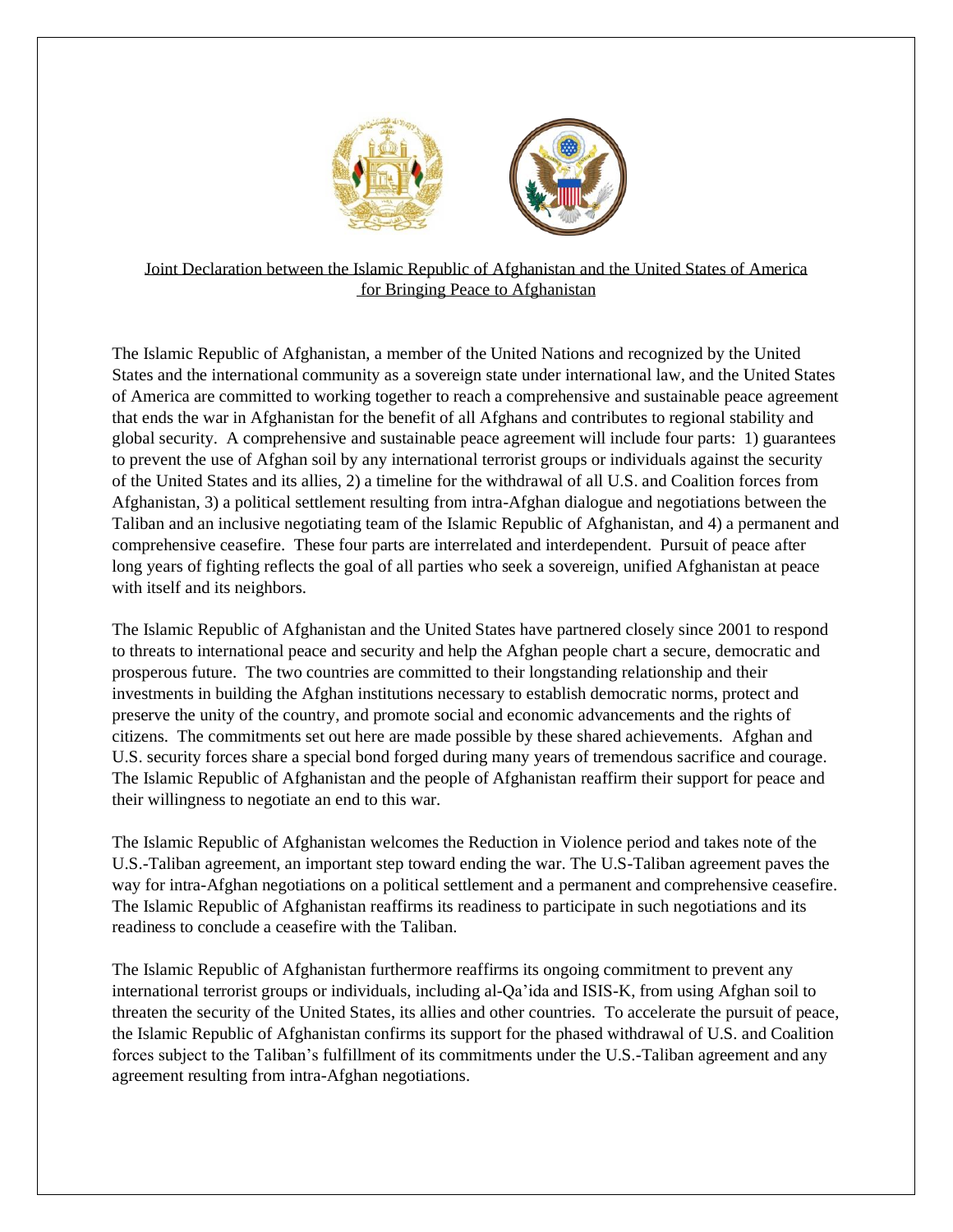# Joint Declaration between the Islamic Republic of Afghanistan and the United States of America for Bringing Peace to Afghanistan

The Islamic Republic of Afghanistan, a member of the United Nations and recognized by the United States and the international community as a sovereign state under international law, and the United States of America are committed to working together to reach a comprehensive and sustainable peace agreement that ends the war in Afghanistan for the benefit of all Afghans and contributes to regional stability and global security. A comprehensive and sustainable peace agreement will include four parts: 1) guarantees to prevent the use of Afghan soil by any international terrorist groups or individuals against the security of the United States and its allies, 2) a timeline for the withdrawal of all U.S. and Coalition forces from Afghanistan, 3) a political settlement resulting from intra-Afghan dialogue and negotiations between the Taliban and an inclusive negotiating team of the Islamic Republic of Afghanistan, and 4) a permanent and comprehensive ceasefire. These four parts are interrelated and interdependent. Pursuit of peace after long years of fighting reflects the goal of all parties who seek a sovereign, unified Afghanistan at peace with itself and its neighbors.

The Islamic Republic of Afghanistan and the United States have partnered closely since 2001 to respond to threats to international peace and security and help the Afghan people chart a secure, democratic and prosperous future. The two countries are committed to their longstanding relationship and their investments in building the Afghan institutions necessary to establish democratic norms, protect and preserve the unity of the country, and promote social and economic advancements and the rights of citizens. The commitments set out here are made possible by these shared achievements. Afghan and U.S. security forces share a special bond forged during many years of tremendous sacrifice and courage. The Islamic Republic of Afghanistan and the people of Afghanistan reaffirm their support for peace and their willingness to negotiate an end to this war.

The Islamic Republic of Afghanistan welcomes the Reduction in Violence period and takes note of the U.S.-Taliban agreement, an important step toward ending the war. The U.S-Taliban agreement paves the way for intra-Afghan negotiations on a political settlement and a permanent and comprehensive ceasefire. The Islamic Republic of Afghanistan reaffirms its readiness to participate in such negotiations and its readiness to conclude a ceasefire with the Taliban.

The Islamic Republic of Afghanistan furthermore reaffirms its ongoing commitment to prevent any international terrorist groups or individuals, including al-Qa'ida and ISIS-K, from using Afghan soil to threaten the security of the United States, its allies and other countries. To accelerate the pursuit of peace, the Islamic Republic of Afghanistan confirms its support for the phased withdrawal of U.S. and Coalition forces subject to the Taliban's fulfillment of its commitments under the U.S.-Taliban agreement and any agreement resulting from intra-Afghan negotiations.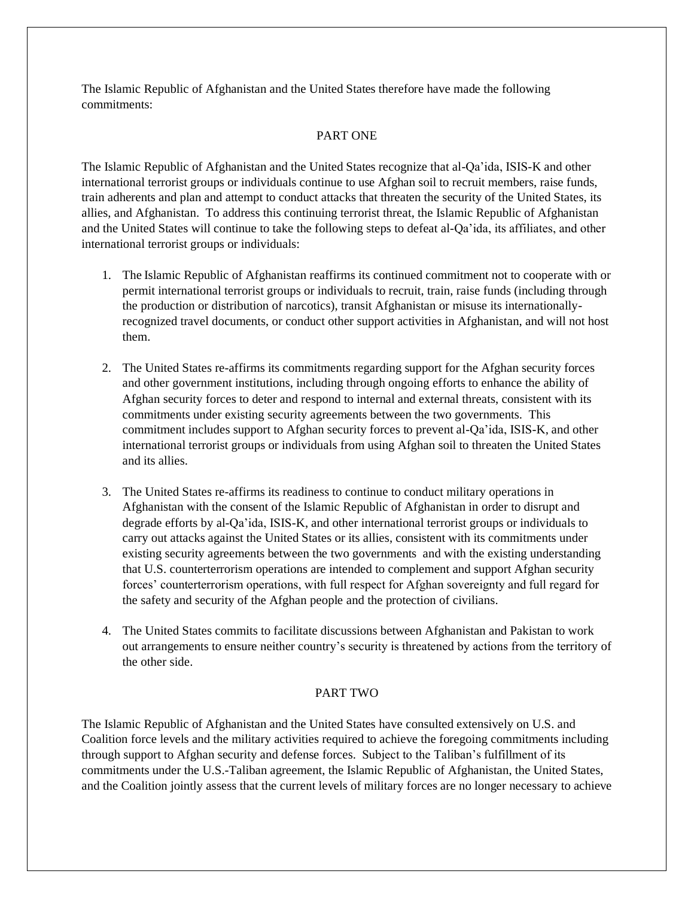The Islamic Republic of Afghanistan and the United States therefore have made the following commitments:

## PART ONE

The Islamic Republic of Afghanistan and the United States recognize that al-Qa'ida, ISIS-K and other international terrorist groups or individuals continue to use Afghan soil to recruit members, raise funds, train adherents and plan and attempt to conduct attacks that threaten the security of the United States, its allies, and Afghanistan. To address this continuing terrorist threat, the Islamic Republic of Afghanistan and the United States will continue to take the following steps to defeat al-Qa'ida, its affiliates, and other international terrorist groups or individuals:

1. The Islamic Republic of Afghanistan reaffirms its continued commitment not to cooperate with or permit international terrorist groups or individuals to recruit, train, raise funds (including through the production or distribution of narcotics), transit Afghanistan or misuse its internationally-recognized travel documents, or conduct other support activities in Afghanistan, and will not host them.

2. The United States re-affirms its commitments regarding support for the Afghan security forces and other government institutions, including through ongoing efforts to enhance the ability of Afghan security forces to deter and respond to internal and external threats, consistent with its commitments under existing security agreements between the two governments. This commitment includes support to Afghan security forces to prevent al-Qa'ida, ISIS-K, and other international terrorist groups or individuals from using Afghan soil to threaten the United States and its allies.

3. The United States re-affirms its readiness to continue to conduct military operations in Afghanistan with the consent of the Islamic Republic of Afghanistan in order to disrupt and degrade efforts by al-Qa'ida, ISIS-K, and other international terrorist groups or individuals to carry out attacks against the United States or its allies, consistent with its commitments under existing security agreements between the two governments and with the existing understanding that U.S. counterterrorism operations are intended to complement and support Afghan security forces' counterterrorism operations, with full respect for Afghan sovereignty and full regard for the safety and security of the Afghan people and the protection of civilians.

4. The United States commits to facilitate discussions between Afghanistan and Pakistan to work out arrangements to ensure neither country's security is threatened by actions from the territory of the other side.

## PART TWO

The Islamic Republic of Afghanistan and the United States have consulted extensively on U.S. and Coalition force levels and the military activities required to achieve the foregoing commitments including through support to Afghan security and defense forces. Subject to the Taliban's fulfillment of its commitments under the U.S.-Taliban agreement, the Islamic Republic of Afghanistan, the United States, and the Coalition jointly assess that the current levels of military forces are no longer necessary to achieve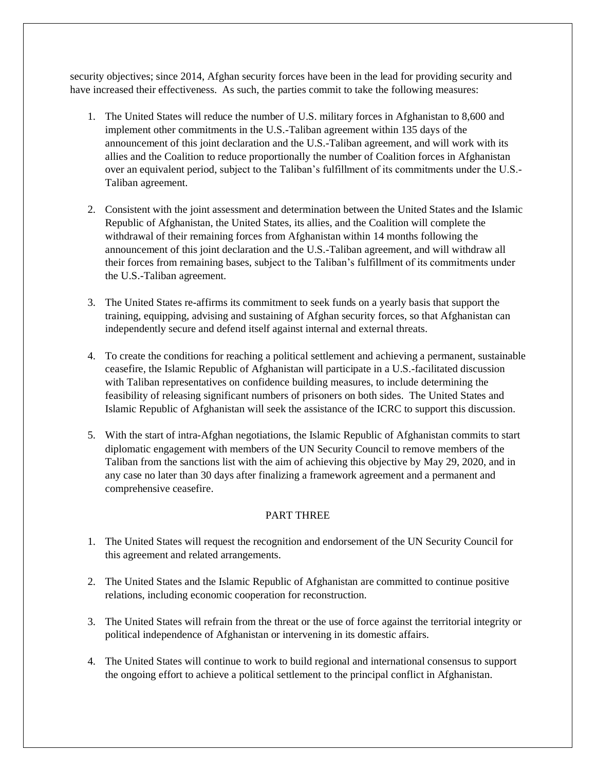security objectives; since 2014, Afghan security forces have been in the lead for providing security and have increased their effectiveness. As such, the parties commit to take the following measures:

1. The United States will reduce the number of U.S. military forces in Afghanistan to 8,600 and implement other commitments in the U.S.-Taliban agreement within 135 days of the announcement of this joint declaration and the U.S.-Taliban agreement, and will work with its allies and the Coalition to reduce proportionally the number of Coalition forces in Afghanistan over an equivalent period, subject to the Taliban's fulfillment of its commitments under the U.S.-Taliban agreement.

2. Consistent with the joint assessment and determination between the United States and the Islamic Republic of Afghanistan, the United States, its allies, and the Coalition will complete the withdrawal of their remaining forces from Afghanistan within 14 months following the announcement of this joint declaration and the U.S.-Taliban agreement, and will withdraw all their forces from remaining bases, subject to the Taliban's fulfillment of its commitments under the U.S.-Taliban agreement.

3. The United States re-affirms its commitment to seek funds on a yearly basis that support the training, equipping, advising and sustaining of Afghan security forces, so that Afghanistan can independently secure and defend itself against internal and external threats.

4. To create the conditions for reaching a political settlement and achieving a permanent, sustainable ceasefire, the Islamic Republic of Afghanistan will participate in a U.S.-facilitated discussion with Taliban representatives on confidence building measures, to include determining the feasibility of releasing significant numbers of prisoners on both sides. The United States and Islamic Republic of Afghanistan will seek the assistance of the ICRC to support this discussion.

5. With the start of intra-Afghan negotiations, the Islamic Republic of Afghanistan commits to start diplomatic engagement with members of the UN Security Council to remove members of the Taliban from the sanctions list with the aim of achieving this objective by May 29, 2020, and in any case no later than 30 days after finalizing a framework agreement and a permanent and comprehensive ceasefire.

## PART THREE

1. The United States will request the recognition and endorsement of the UN Security Council for this agreement and related arrangements.

2. The United States and the Islamic Republic of Afghanistan are committed to continue positive relations, including economic cooperation for reconstruction.

3. The United States will refrain from the threat or the use of force against the territorial integrity or political independence of Afghanistan or intervening in its domestic affairs.

4. The United States will continue to work to build regional and international consensus to support the ongoing effort to achieve a political settlement to the principal conflict in Afghanistan.